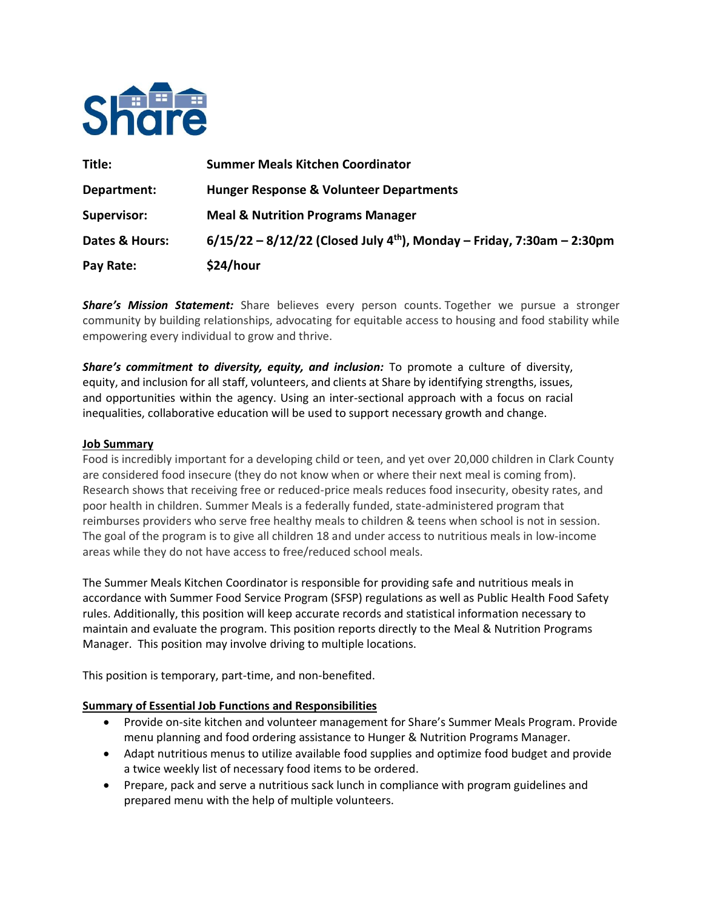Share

| Title: | Summer Meals Kitchen Coordinator |
| --- | --- |
| Department: | Hunger Response & Volunteer Departments |
| Supervisor: | Meal & Nutrition Programs Manager |
| Dates & Hours: | 6/15/22 – 8/12/22 (Closed July 4th), Monday – Friday, 7:30am – 2:30pm |
| Pay Rate: | $24/hour |

***Share's Mission Statement:*** Share believes every person counts. Together we pursue a stronger community by building relationships, advocating for equitable access to housing and food stability while empowering every individual to grow and thrive.

***Share's commitment to diversity, equity, and inclusion:*** To promote a culture of diversity, equity, and inclusion for all staff, volunteers, and clients at Share by identifying strengths, issues, and opportunities within the agency. Using an inter-sectional approach with a focus on racial inequalities, collaborative education will be used to support necessary growth and change.

## Job Summary

Food is incredibly important for a developing child or teen, and yet over 20,000 children in Clark County are considered food insecure (they do not know when or where their next meal is coming from). Research shows that receiving free or reduced-price meals reduces food insecurity, obesity rates, and poor health in children. Summer Meals is a federally funded, state-administered program that reimburses providers who serve free healthy meals to children & teens when school is not in session. The goal of the program is to give all children 18 and under access to nutritious meals in low-income areas while they do not have access to free/reduced school meals.

The Summer Meals Kitchen Coordinator is responsible for providing safe and nutritious meals in accordance with Summer Food Service Program (SFSP) regulations as well as Public Health Food Safety rules. Additionally, this position will keep accurate records and statistical information necessary to maintain and evaluate the program. This position reports directly to the Meal & Nutrition Programs Manager. This position may involve driving to multiple locations.

This position is temporary, part-time, and non-benefited.

## Summary of Essential Job Functions and Responsibilities

- Provide on-site kitchen and volunteer management for Share's Summer Meals Program. Provide menu planning and food ordering assistance to Hunger & Nutrition Programs Manager.
- Adapt nutritious menus to utilize available food supplies and optimize food budget and provide a twice weekly list of necessary food items to be ordered.
- Prepare, pack and serve a nutritious sack lunch in compliance with program guidelines and prepared menu with the help of multiple volunteers.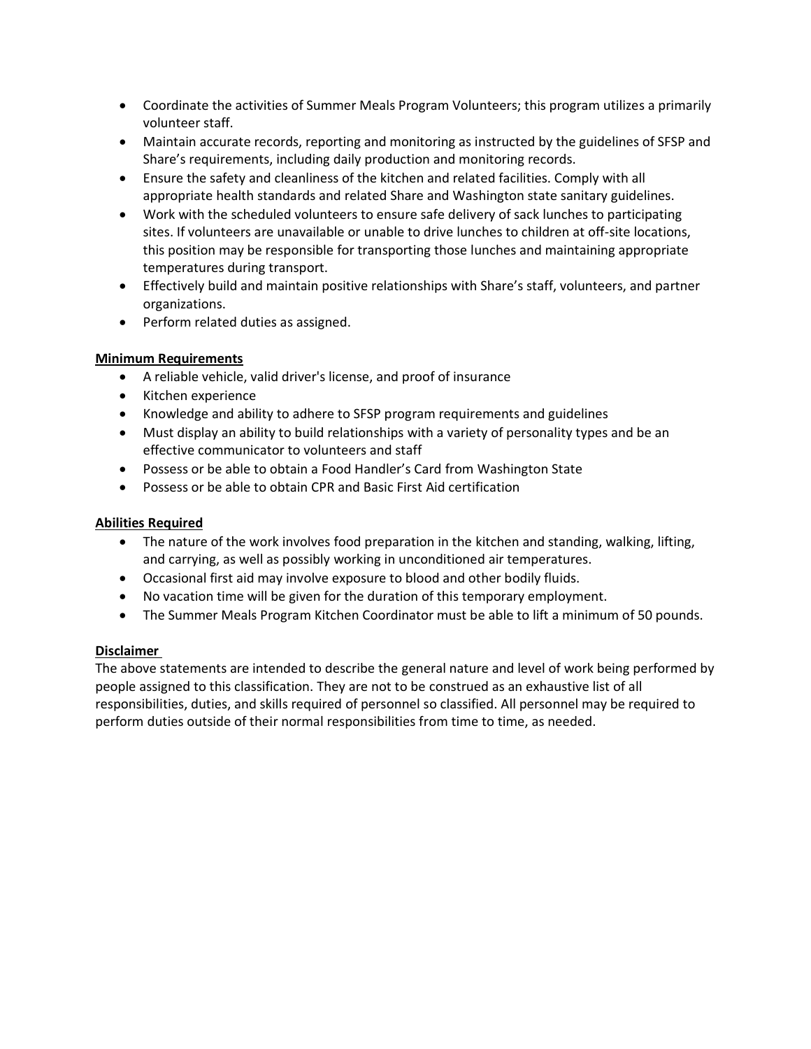- Coordinate the activities of Summer Meals Program Volunteers; this program utilizes a primarily volunteer staff.
- Maintain accurate records, reporting and monitoring as instructed by the guidelines of SFSP and Share's requirements, including daily production and monitoring records.
- Ensure the safety and cleanliness of the kitchen and related facilities. Comply with all appropriate health standards and related Share and Washington state sanitary guidelines.
- Work with the scheduled volunteers to ensure safe delivery of sack lunches to participating sites. If volunteers are unavailable or unable to drive lunches to children at off-site locations, this position may be responsible for transporting those lunches and maintaining appropriate temperatures during transport.
- Effectively build and maintain positive relationships with Share's staff, volunteers, and partner organizations.
- Perform related duties as assigned.

**Minimum Requirements**

- A reliable vehicle, valid driver's license, and proof of insurance
- Kitchen experience
- Knowledge and ability to adhere to SFSP program requirements and guidelines
- Must display an ability to build relationships with a variety of personality types and be an effective communicator to volunteers and staff
- Possess or be able to obtain a Food Handler's Card from Washington State
- Possess or be able to obtain CPR and Basic First Aid certification

**Abilities Required**

- The nature of the work involves food preparation in the kitchen and standing, walking, lifting, and carrying, as well as possibly working in unconditioned air temperatures.
- Occasional first aid may involve exposure to blood and other bodily fluids.
- No vacation time will be given for the duration of this temporary employment.
- The Summer Meals Program Kitchen Coordinator must be able to lift a minimum of 50 pounds.

**Disclaimer**

The above statements are intended to describe the general nature and level of work being performed by people assigned to this classification. They are not to be construed as an exhaustive list of all responsibilities, duties, and skills required of personnel so classified. All personnel may be required to perform duties outside of their normal responsibilities from time to time, as needed.